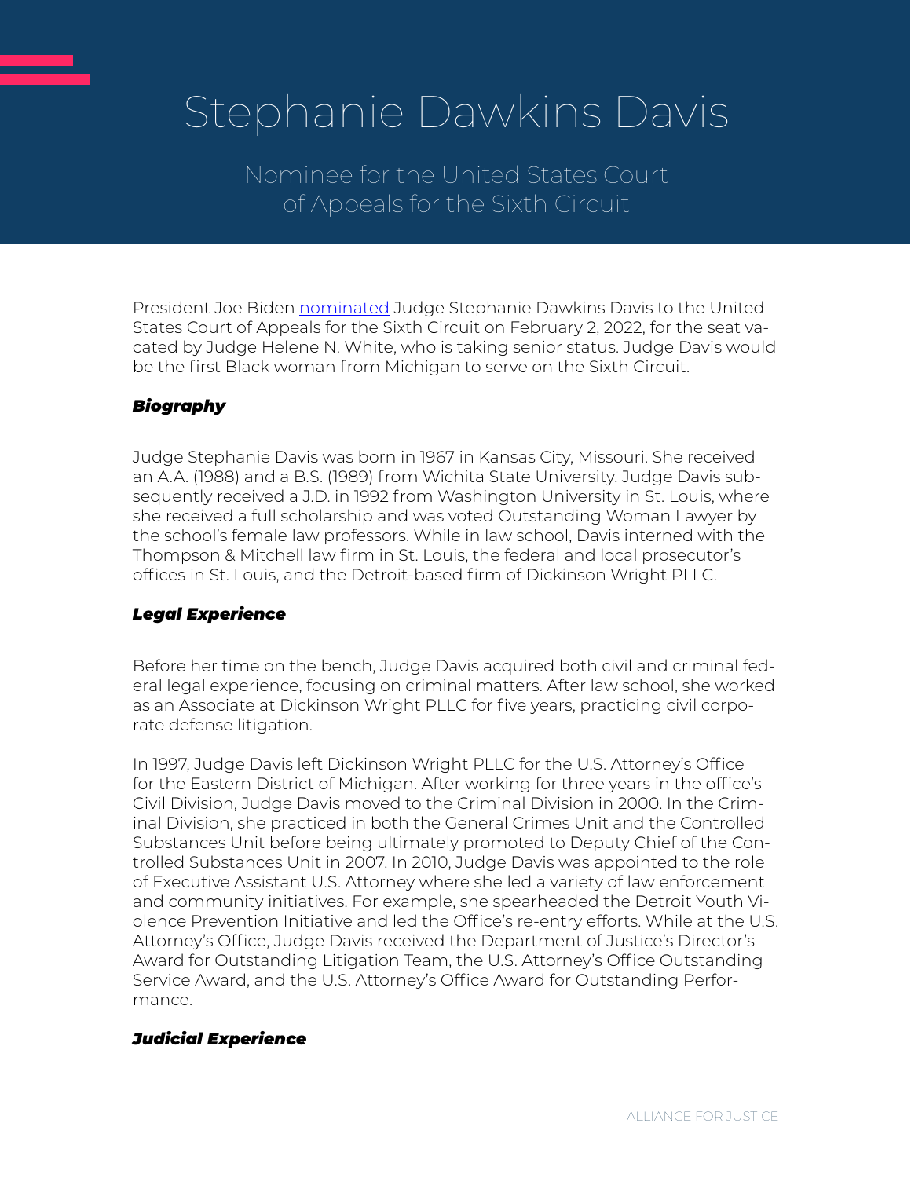# Stephanie Dawkins Davis

## Nominee for the United States Court of Appeals for the Sixth Circuit

President Joe Biden nominated Judge Stephanie Dawkins Davis to the United States Court of Appeals for the Sixth Circuit on February 2, 2022, for the seat vacated by Judge Helene N. White, who is taking senior status. Judge Davis would be the first Black woman from Michigan to serve on the Sixth Circuit.

### *Biography*

Judge Stephanie Davis was born in 1967 in Kansas City, Missouri. She received an A.A. (1988) and a B.S. (1989) from Wichita State University. Judge Davis subsequently received a J.D. in 1992 from Washington University in St. Louis, where she received a full scholarship and was voted Outstanding Woman Lawyer by the school's female law professors. While in law school, Davis interned with the Thompson & Mitchell law firm in St. Louis, the federal and local prosecutor's offices in St. Louis, and the Detroit-based firm of Dickinson Wright PLLC.

### *Legal Experience*

Before her time on the bench, Judge Davis acquired both civil and criminal federal legal experience, focusing on criminal matters. After law school, she worked as an Associate at Dickinson Wright PLLC for five years, practicing civil corporate defense litigation.

In 1997, Judge Davis left Dickinson Wright PLLC for the U.S. Attorney's Office for the Eastern District of Michigan. After working for three years in the office's Civil Division, Judge Davis moved to the Criminal Division in 2000. In the Criminal Division, she practiced in both the General Crimes Unit and the Controlled Substances Unit before being ultimately promoted to Deputy Chief of the Controlled Substances Unit in 2007. In 2010, Judge Davis was appointed to the role of Executive Assistant U.S. Attorney where she led a variety of law enforcement and community initiatives. For example, she spearheaded the Detroit Youth Violence Prevention Initiative and led the Office's re-entry efforts. While at the U.S. Attorney's Office, Judge Davis received the Department of Justice's Director's Award for Outstanding Litigation Team, the U.S. Attorney's Office Outstanding Service Award, and the U.S. Attorney's Office Award for Outstanding Performance.

### *Judicial Experience*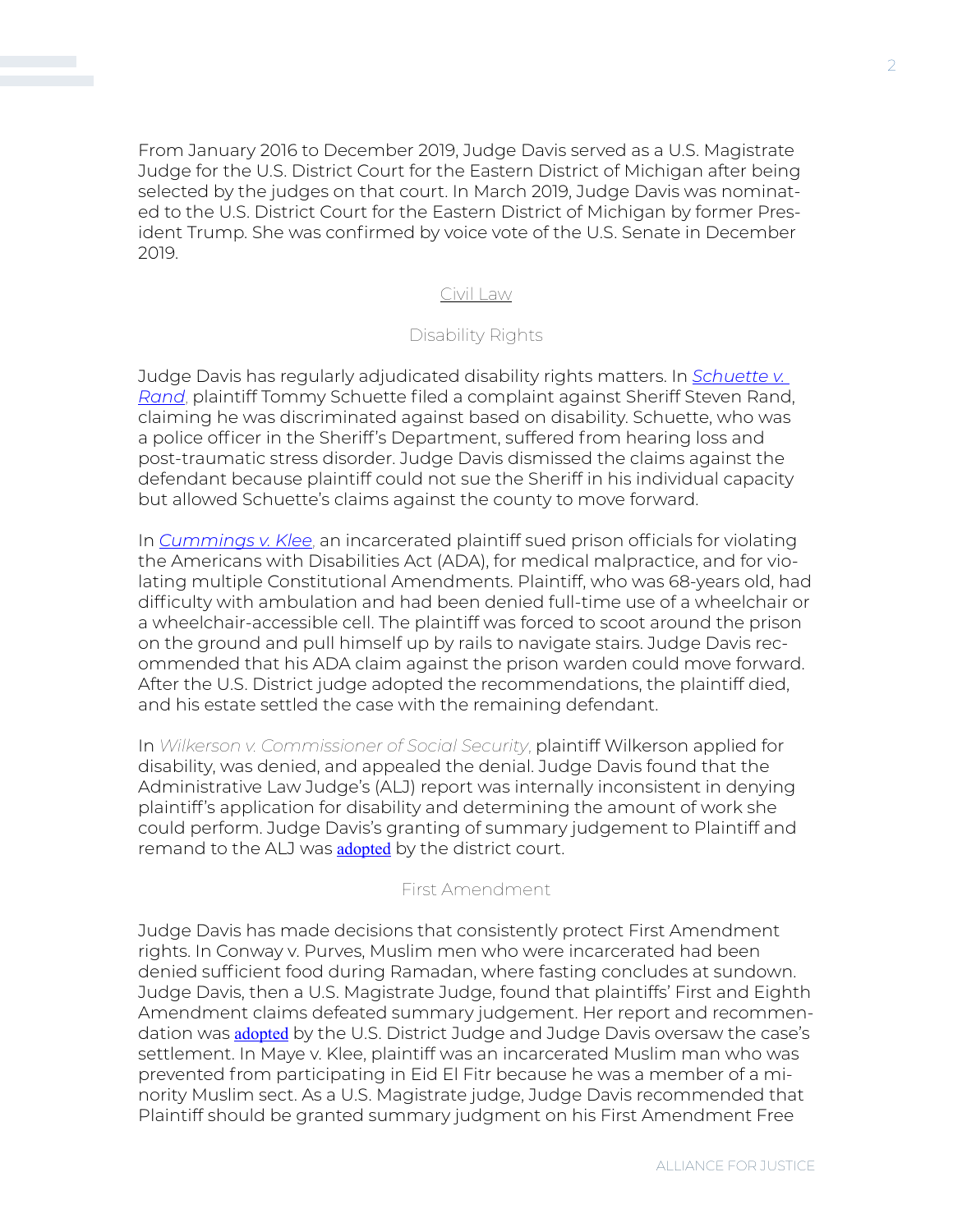From January 2016 to December 2019, Judge Davis served as a U.S. Magistrate Judge for the U.S. District Court for the Eastern District of Michigan after being selected by the judges on that court. In March 2019, Judge Davis was nominated to the U.S. District Court for the Eastern District of Michigan by former President Trump. She was confirmed by voice vote of the U.S. Senate in December 2019.

## Civil Law

### Disability Rights

Judge Davis has regularly adjudicated disability rights matters. In *Schuette v. Rand*, plaintiff Tommy Schuette filed a complaint against Sheriff Steven Rand, claiming he was discriminated against based on disability. Schuette, who was a police officer in the Sheriff's Department, suffered from hearing loss and post-traumatic stress disorder. Judge Davis dismissed the claims against the defendant because plaintiff could not sue the Sheriff in his individual capacity but allowed Schuette's claims against the county to move forward.

In *Cummings v. Klee*, an incarcerated plaintiff sued prison officials for violating the Americans with Disabilities Act (ADA), for medical malpractice, and for violating multiple Constitutional Amendments. Plaintiff, who was 68-years old, had difficulty with ambulation and had been denied full-time use of a wheelchair or a wheelchair-accessible cell. The plaintiff was forced to scoot around the prison on the ground and pull himself up by rails to navigate stairs. Judge Davis recommended that his ADA claim against the prison warden could move forward. After the U.S. District judge adopted the recommendations, the plaintiff died, and his estate settled the case with the remaining defendant.

In *Wilkerson v. Commissioner of Social Security*, plaintiff Wilkerson applied for disability, was denied, and appealed the denial. Judge Davis found that the Administrative Law Judge's (ALJ) report was internally inconsistent in denying plaintiff's application for disability and determining the amount of work she could perform. Judge Davis's granting of summary judgement to Plaintiff and remand to the ALJ was adopted by the district court.

### First Amendment

Judge Davis has made decisions that consistently protect First Amendment rights. In Conway v. Purves, Muslim men who were incarcerated had been denied sufficient food during Ramadan, where fasting concludes at sundown. Judge Davis, then a U.S. Magistrate Judge, found that plaintiffs' First and Eighth Amendment claims defeated summary judgement. Her report and recommendation was adopted by the U.S. District Judge and Judge Davis oversaw the case's settlement. In Maye v. Klee, plaintiff was an incarcerated Muslim man who was prevented from participating in Eid El Fitr because he was a member of a minority Muslim sect. As a U.S. Magistrate judge, Judge Davis recommended that Plaintiff should be granted summary judgment on his First Amendment Free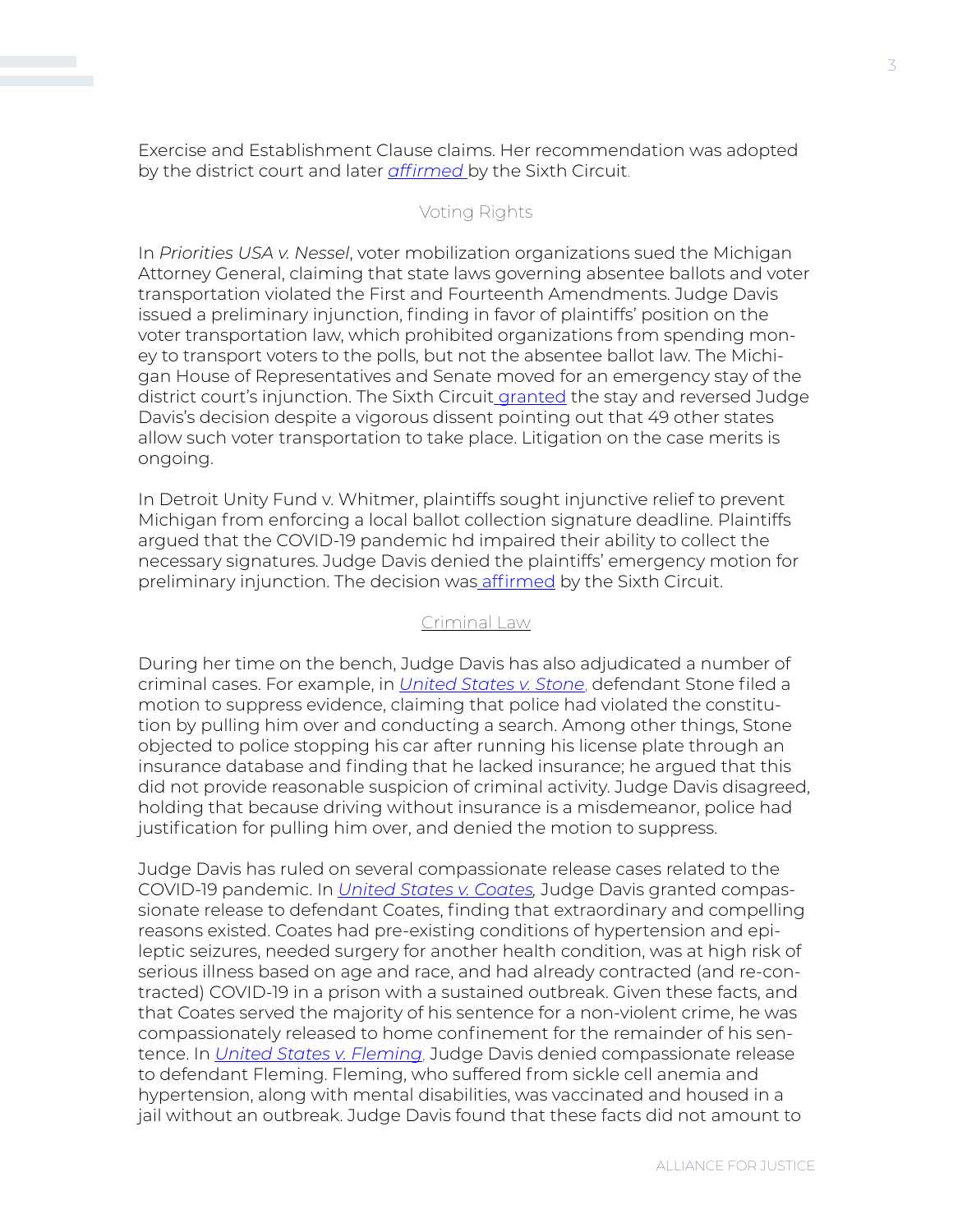Exercise and Establishment Clause claims. Her recommendation was adopted by the district court and later *affirmed* by the Sixth Circuit.

## Voting Rights

In *Priorities USA v. Nessel*, voter mobilization organizations sued the Michigan Attorney General, claiming that state laws governing absentee ballots and voter transportation violated the First and Fourteenth Amendments. Judge Davis issued a preliminary injunction, finding in favor of plaintiffs' position on the voter transportation law, which prohibited organizations from spending money to transport voters to the polls, but not the absentee ballot law. The Michigan House of Representatives and Senate moved for an emergency stay of the district court's injunction. The Sixth Circuit granted the stay and reversed Judge Davis's decision despite a vigorous dissent pointing out that 49 other states allow such voter transportation to take place. Litigation on the case merits is ongoing.

In Detroit Unity Fund v. Whitmer, plaintiffs sought injunctive relief to prevent Michigan from enforcing a local ballot collection signature deadline. Plaintiffs argued that the COVID-19 pandemic hd impaired their ability to collect the necessary signatures. Judge Davis denied the plaintiffs' emergency motion for preliminary injunction. The decision was affirmed by the Sixth Circuit.

## Criminal Law

During her time on the bench, Judge Davis has also adjudicated a number of criminal cases. For example, in *United States v. Stone*, defendant Stone filed a motion to suppress evidence, claiming that police had violated the constitution by pulling him over and conducting a search. Among other things, Stone objected to police stopping his car after running his license plate through an insurance database and finding that he lacked insurance; he argued that this did not provide reasonable suspicion of criminal activity. Judge Davis disagreed, holding that because driving without insurance is a misdemeanor, police had justification for pulling him over, and denied the motion to suppress.

Judge Davis has ruled on several compassionate release cases related to the COVID-19 pandemic. In *United States v. Coates*, Judge Davis granted compassionate release to defendant Coates, finding that extraordinary and compelling reasons existed. Coates had pre-existing conditions of hypertension and epileptic seizures, needed surgery for another health condition, was at high risk of serious illness based on age and race, and had already contracted (and re-contracted) COVID-19 in a prison with a sustained outbreak. Given these facts, and that Coates served the majority of his sentence for a non-violent crime, he was compassionately released to home confinement for the remainder of his sentence. In *United States v. Fleming*, Judge Davis denied compassionate release to defendant Fleming. Fleming, who suffered from sickle cell anemia and hypertension, along with mental disabilities, was vaccinated and housed in a jail without an outbreak. Judge Davis found that these facts did not amount to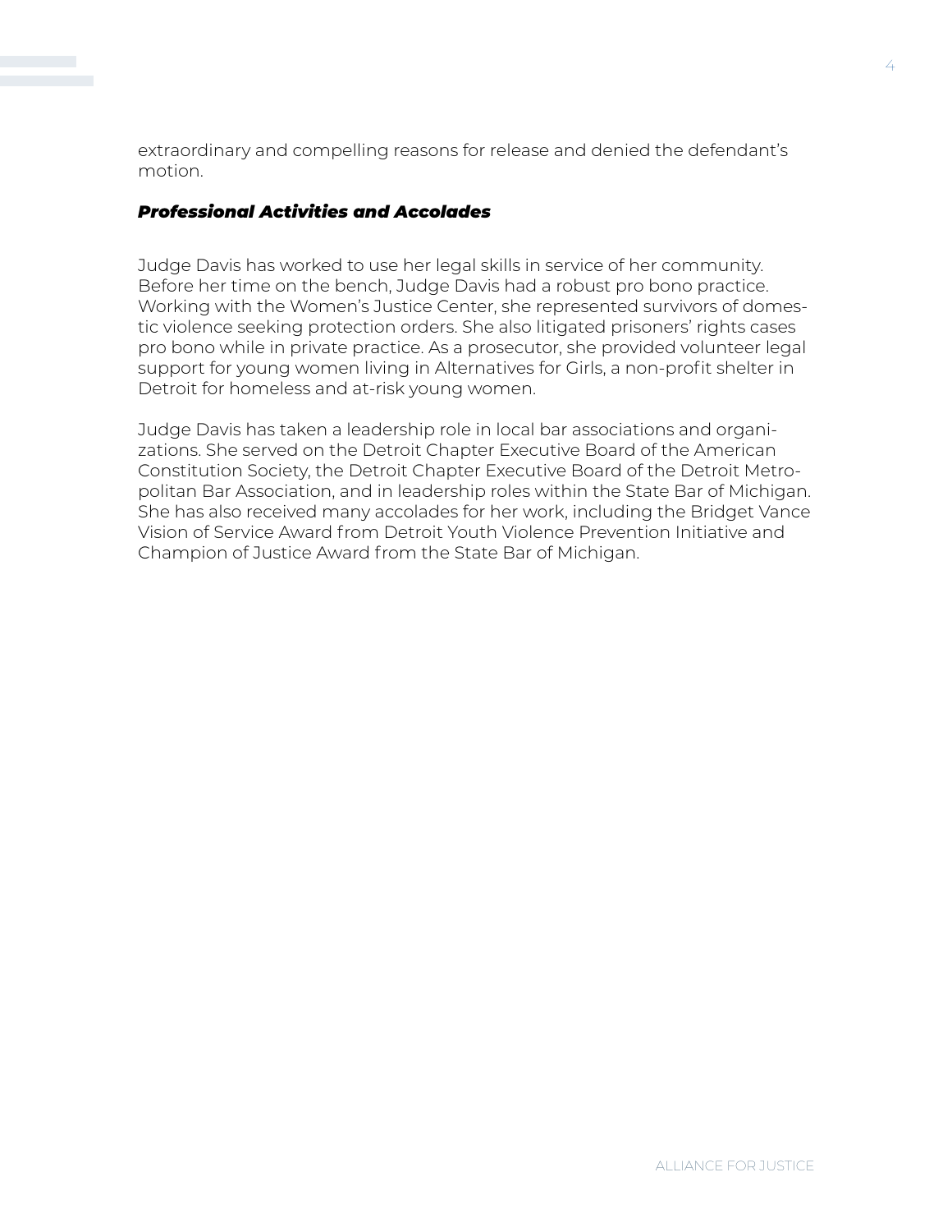extraordinary and compelling reasons for release and denied the defendant's motion.

### ***Professional Activities and Accolades***

Judge Davis has worked to use her legal skills in service of her community. Before her time on the bench, Judge Davis had a robust pro bono practice. Working with the Women's Justice Center, she represented survivors of domestic violence seeking protection orders. She also litigated prisoners' rights cases pro bono while in private practice. As a prosecutor, she provided volunteer legal support for young women living in Alternatives for Girls, a non-profit shelter in Detroit for homeless and at-risk young women.

Judge Davis has taken a leadership role in local bar associations and organizations. She served on the Detroit Chapter Executive Board of the American Constitution Society, the Detroit Chapter Executive Board of the Detroit Metropolitan Bar Association, and in leadership roles within the State Bar of Michigan. She has also received many accolades for her work, including the Bridget Vance Vision of Service Award from Detroit Youth Violence Prevention Initiative and Champion of Justice Award from the State Bar of Michigan.